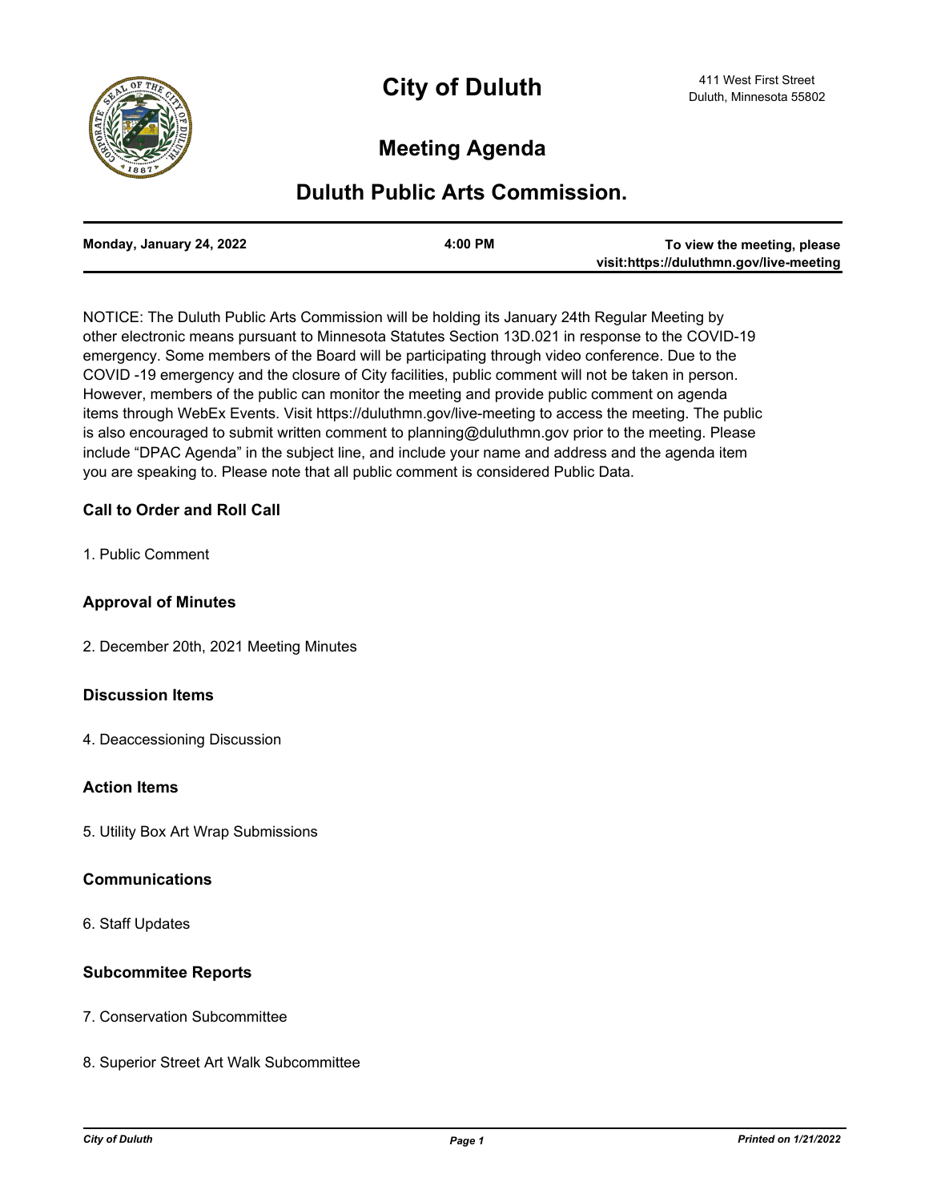# City of Duluth

411 West First Street
Duluth, Minnesota 55802

## Meeting Agenda

## Duluth Public Arts Commission.

| Monday, January 24, 2022 | 4:00 PM | To view the meeting, please visit:https://duluthmn.gov/live-meeting |
|---|---|---|

NOTICE: The Duluth Public Arts Commission will be holding its January 24th Regular Meeting by other electronic means pursuant to Minnesota Statutes Section 13D.021 in response to the COVID-19 emergency. Some members of the Board will be participating through video conference. Due to the COVID -19 emergency and the closure of City facilities, public comment will not be taken in person. However, members of the public can monitor the meeting and provide public comment on agenda items through WebEx Events. Visit https://duluthmn.gov/live-meeting to access the meeting. The public is also encouraged to submit written comment to planning@duluthmn.gov prior to the meeting. Please include "DPAC Agenda" in the subject line, and include your name and address and the agenda item you are speaking to. Please note that all public comment is considered Public Data.

### Call to Order and Roll Call

1. Public Comment

### Approval of Minutes

2. December 20th, 2021 Meeting Minutes

### Discussion Items

4. Deaccessioning Discussion

### Action Items

5. Utility Box Art Wrap Submissions

### Communications

6. Staff Updates

### Subcommitee Reports

7. Conservation Subcommittee

8. Superior Street Art Walk Subcommittee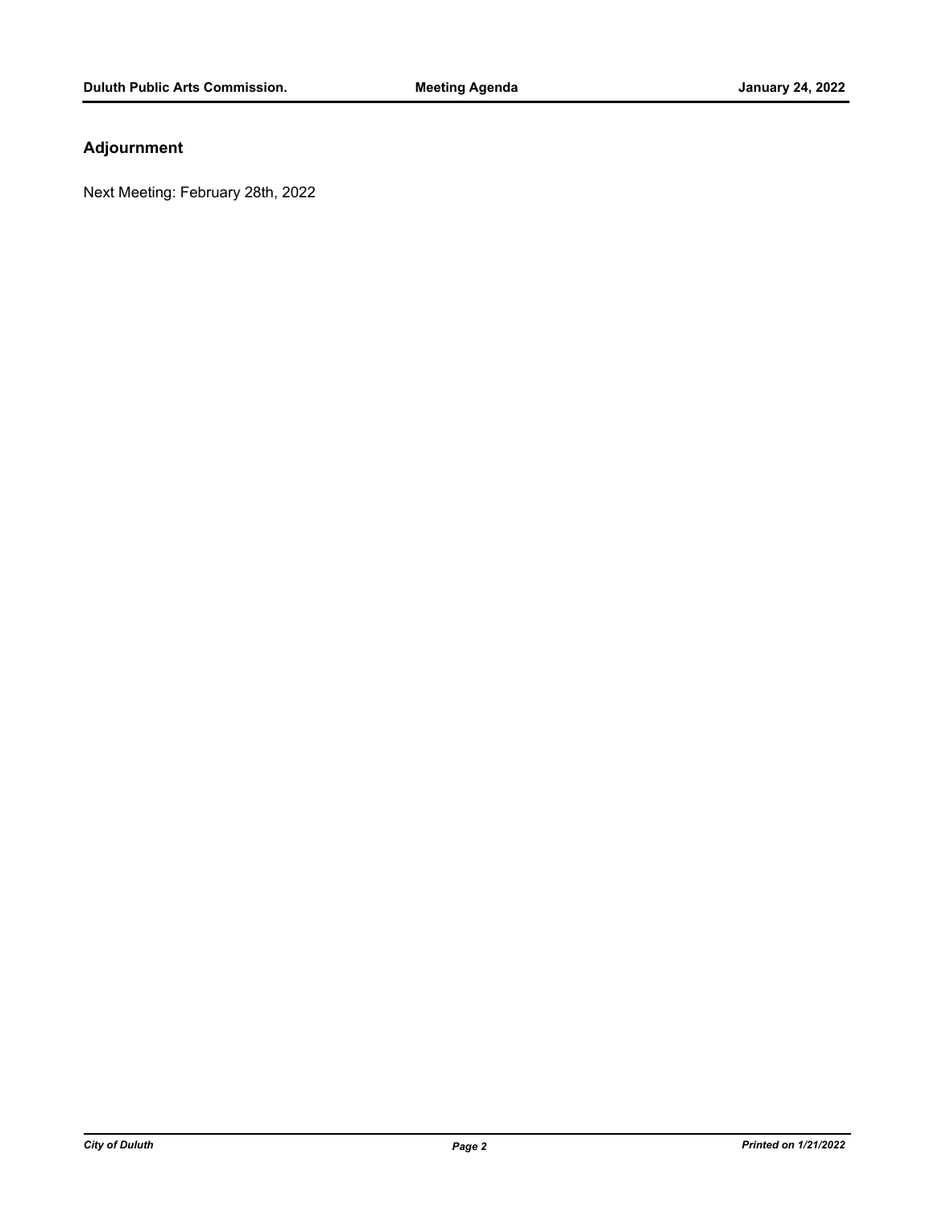## Adjournment

Next Meeting: February 28th, 2022